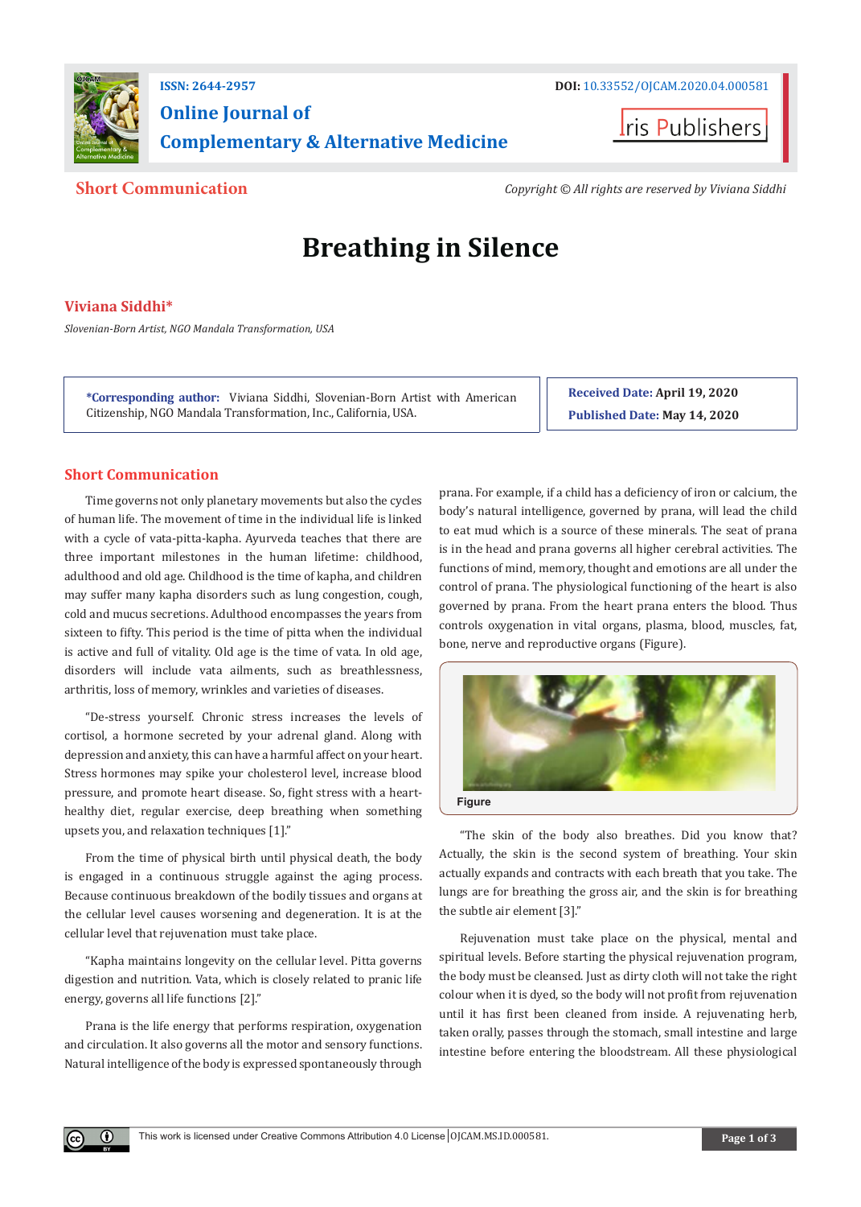ISSN: 2644-2957

DOI: 10.33552/OJCAM.2020.04.000581

# Online Journal of Complementary & Alternative Medicine

Iris Publishers

**Short Communication**

*Copyright © All rights are reserved by Viviana Siddhi*

# Breathing in Silence

**Viviana Siddhi***

*Slovenian-Born Artist, NGO Mandala Transformation, USA*

**\*Corresponding author:** Viviana Siddhi, Slovenian-Born Artist with American Citizenship, NGO Mandala Transformation, Inc., California, USA.

**Received Date:** April 19, 2020

**Published Date:** May 14, 2020

## Short Communication

Time governs not only planetary movements but also the cycles of human life. The movement of time in the individual life is linked with a cycle of vata-pitta-kapha. Ayurveda teaches that there are three important milestones in the human lifetime: childhood, adulthood and old age. Childhood is the time of kapha, and children may suffer many kapha disorders such as lung congestion, cough, cold and mucus secretions. Adulthood encompasses the years from sixteen to fifty. This period is the time of pitta when the individual is active and full of vitality. Old age is the time of vata. In old age, disorders will include vata ailments, such as breathlessness, arthritis, loss of memory, wrinkles and varieties of diseases.

"De-stress yourself. Chronic stress increases the levels of cortisol, a hormone secreted by your adrenal gland. Along with depression and anxiety, this can have a harmful affect on your heart. Stress hormones may spike your cholesterol level, increase blood pressure, and promote heart disease. So, fight stress with a heart-healthy diet, regular exercise, deep breathing when something upsets you, and relaxation techniques [1]."

From the time of physical birth until physical death, the body is engaged in a continuous struggle against the aging process. Because continuous breakdown of the bodily tissues and organs at the cellular level causes worsening and degeneration. It is at the cellular level that rejuvenation must take place.

"Kapha maintains longevity on the cellular level. Pitta governs digestion and nutrition. Vata, which is closely related to pranic life energy, governs all life functions [2]."

Prana is the life energy that performs respiration, oxygenation and circulation. It also governs all the motor and sensory functions. Natural intelligence of the body is expressed spontaneously through prana. For example, if a child has a deficiency of iron or calcium, the body's natural intelligence, governed by prana, will lead the child to eat mud which is a source of these minerals. The seat of prana is in the head and prana governs all higher cerebral activities. The functions of mind, memory, thought and emotions are all under the control of prana. The physiological functioning of the heart is also governed by prana. From the heart prana enters the blood. Thus controls oxygenation in vital organs, plasma, blood, muscles, fat, bone, nerve and reproductive organs (Figure).

Figure

"The skin of the body also breathes. Did you know that? Actually, the skin is the second system of breathing. Your skin actually expands and contracts with each breath that you take. The lungs are for breathing the gross air, and the skin is for breathing the subtle air element [3]."

Rejuvenation must take place on the physical, mental and spiritual levels. Before starting the physical rejuvenation program, the body must be cleansed. Just as dirty cloth will not take the right colour when it is dyed, so the body will not profit from rejuvenation until it has first been cleaned from inside. A rejuvenating herb, taken orally, passes through the stomach, small intestine and large intestine before entering the bloodstream. All these physiological

This work is licensed under Creative Commons Attribution 4.0 License | OJCAM.MS.ID.000581.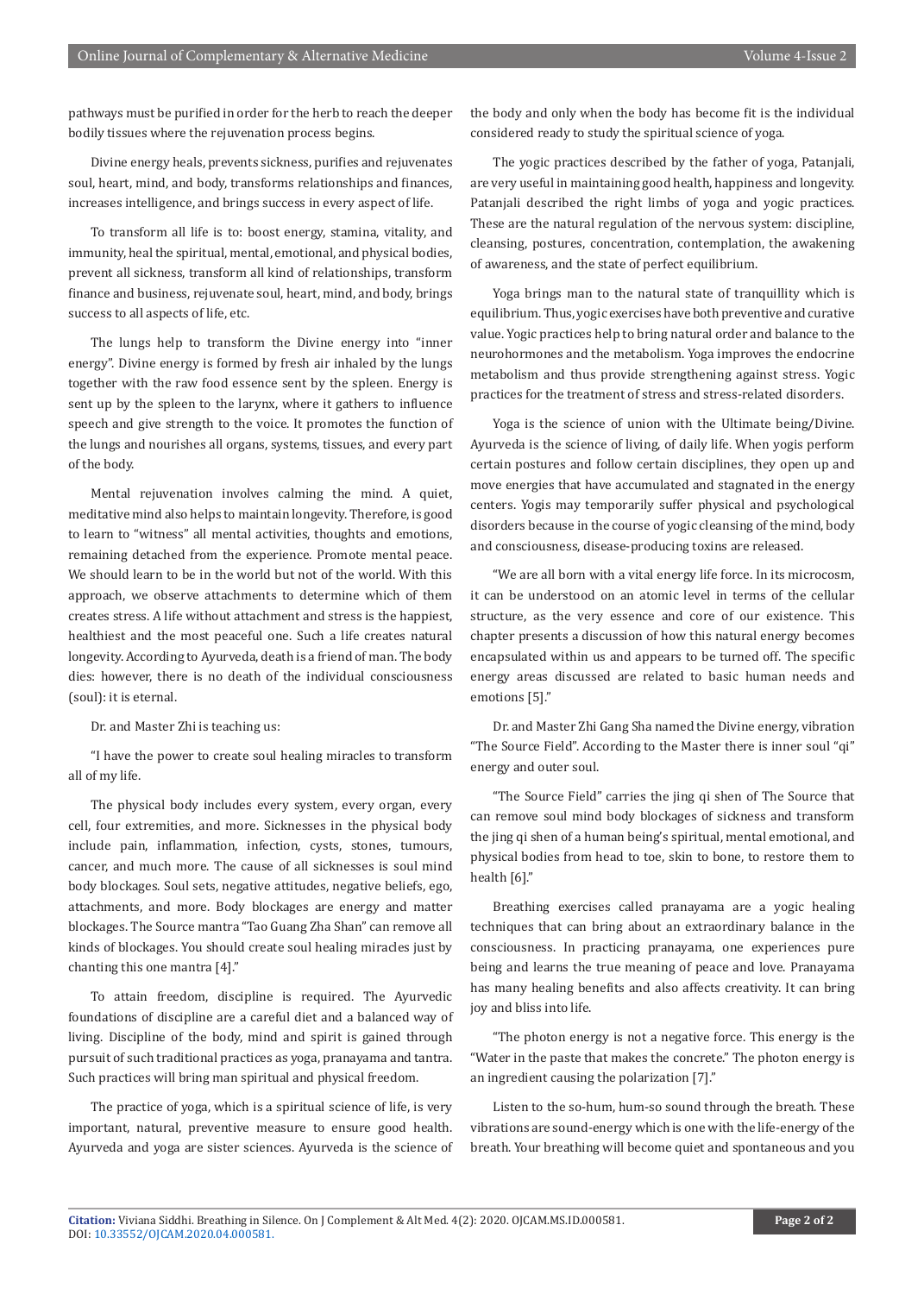pathways must be purified in order for the herb to reach the deeper bodily tissues where the rejuvenation process begins.

Divine energy heals, prevents sickness, purifies and rejuvenates soul, heart, mind, and body, transforms relationships and finances, increases intelligence, and brings success in every aspect of life.

To transform all life is to: boost energy, stamina, vitality, and immunity, heal the spiritual, mental, emotional, and physical bodies, prevent all sickness, transform all kind of relationships, transform finance and business, rejuvenate soul, heart, mind, and body, brings success to all aspects of life, etc.

The lungs help to transform the Divine energy into "inner energy". Divine energy is formed by fresh air inhaled by the lungs together with the raw food essence sent by the spleen. Energy is sent up by the spleen to the larynx, where it gathers to influence speech and give strength to the voice. It promotes the function of the lungs and nourishes all organs, systems, tissues, and every part of the body.

Mental rejuvenation involves calming the mind. A quiet, meditative mind also helps to maintain longevity. Therefore, is good to learn to "witness" all mental activities, thoughts and emotions, remaining detached from the experience. Promote mental peace. We should learn to be in the world but not of the world. With this approach, we observe attachments to determine which of them creates stress. A life without attachment and stress is the happiest, healthiest and the most peaceful one. Such a life creates natural longevity. According to Ayurveda, death is a friend of man. The body dies: however, there is no death of the individual consciousness (soul): it is eternal.

Dr. and Master Zhi is teaching us:

"I have the power to create soul healing miracles to transform all of my life.

The physical body includes every system, every organ, every cell, four extremities, and more. Sicknesses in the physical body include pain, inflammation, infection, cysts, stones, tumours, cancer, and much more. The cause of all sicknesses is soul mind body blockages. Soul sets, negative attitudes, negative beliefs, ego, attachments, and more. Body blockages are energy and matter blockages. The Source mantra "Tao Guang Zha Shan" can remove all kinds of blockages. You should create soul healing miracles just by chanting this one mantra [4]."

To attain freedom, discipline is required. The Ayurvedic foundations of discipline are a careful diet and a balanced way of living. Discipline of the body, mind and spirit is gained through pursuit of such traditional practices as yoga, pranayama and tantra. Such practices will bring man spiritual and physical freedom.

The practice of yoga, which is a spiritual science of life, is very important, natural, preventive measure to ensure good health. Ayurveda and yoga are sister sciences. Ayurveda is the science of the body and only when the body has become fit is the individual considered ready to study the spiritual science of yoga.

The yogic practices described by the father of yoga, Patanjali, are very useful in maintaining good health, happiness and longevity. Patanjali described the right limbs of yoga and yogic practices. These are the natural regulation of the nervous system: discipline, cleansing, postures, concentration, contemplation, the awakening of awareness, and the state of perfect equilibrium.

Yoga brings man to the natural state of tranquillity which is equilibrium. Thus, yogic exercises have both preventive and curative value. Yogic practices help to bring natural order and balance to the neurohormones and the metabolism. Yoga improves the endocrine metabolism and thus provide strengthening against stress. Yogic practices for the treatment of stress and stress-related disorders.

Yoga is the science of union with the Ultimate being/Divine. Ayurveda is the science of living, of daily life. When yogis perform certain postures and follow certain disciplines, they open up and move energies that have accumulated and stagnated in the energy centers. Yogis may temporarily suffer physical and psychological disorders because in the course of yogic cleansing of the mind, body and consciousness, disease-producing toxins are released.

"We are all born with a vital energy life force. In its microcosm, it can be understood on an atomic level in terms of the cellular structure, as the very essence and core of our existence. This chapter presents a discussion of how this natural energy becomes encapsulated within us and appears to be turned off. The specific energy areas discussed are related to basic human needs and emotions [5]."

Dr. and Master Zhi Gang Sha named the Divine energy, vibration "The Source Field". According to the Master there is inner soul "qi" energy and outer soul.

"The Source Field" carries the jing qi shen of The Source that can remove soul mind body blockages of sickness and transform the jing qi shen of a human being's spiritual, mental emotional, and physical bodies from head to toe, skin to bone, to restore them to health [6]."

Breathing exercises called pranayama are a yogic healing techniques that can bring about an extraordinary balance in the consciousness. In practicing pranayama, one experiences pure being and learns the true meaning of peace and love. Pranayama has many healing benefits and also affects creativity. It can bring joy and bliss into life.

"The photon energy is not a negative force. This energy is the "Water in the paste that makes the concrete." The photon energy is an ingredient causing the polarization [7]."

Listen to the so-hum, hum-so sound through the breath. These vibrations are sound-energy which is one with the life-energy of the breath. Your breathing will become quiet and spontaneous and you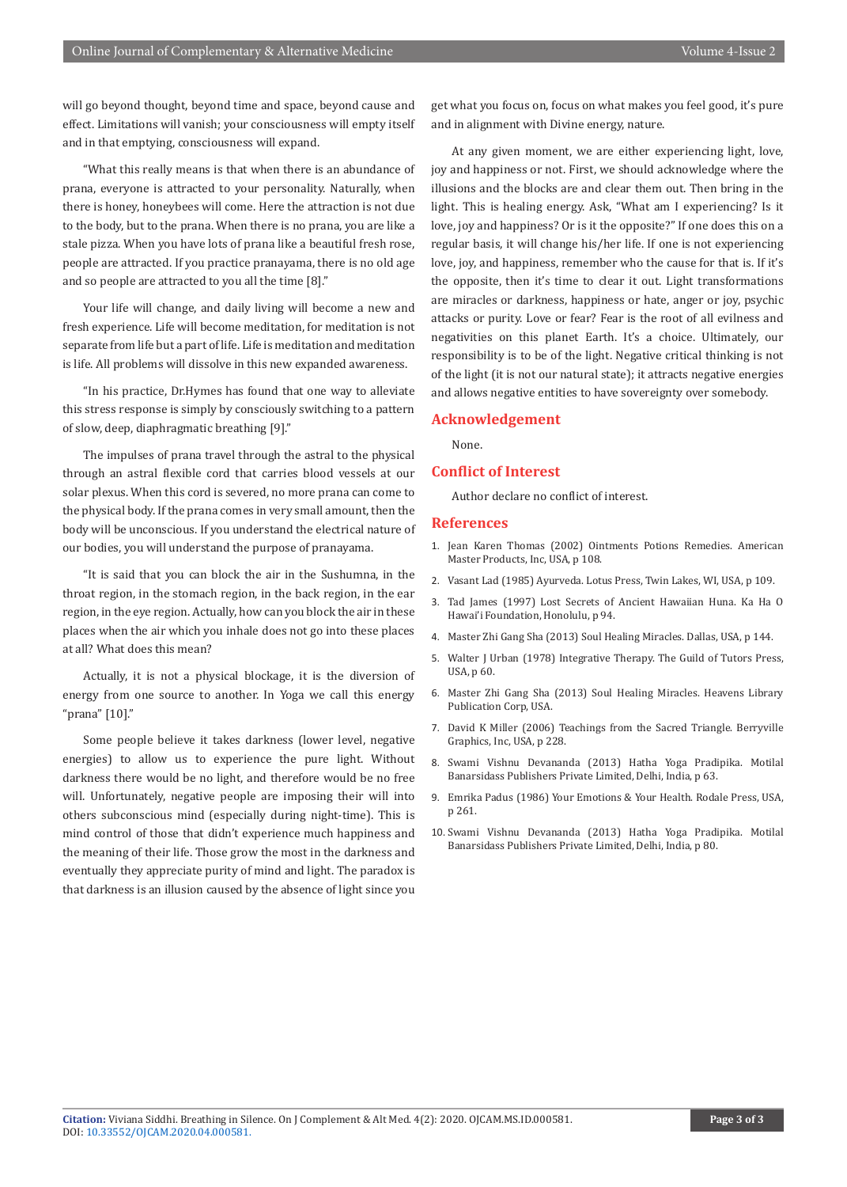will go beyond thought, beyond time and space, beyond cause and effect. Limitations will vanish; your consciousness will empty itself and in that emptying, consciousness will expand.

"What this really means is that when there is an abundance of prana, everyone is attracted to your personality. Naturally, when there is honey, honeybees will come. Here the attraction is not due to the body, but to the prana. When there is no prana, you are like a stale pizza. When you have lots of prana like a beautiful fresh rose, people are attracted. If you practice pranayama, there is no old age and so people are attracted to you all the time [8]."

Your life will change, and daily living will become a new and fresh experience. Life will become meditation, for meditation is not separate from life but a part of life. Life is meditation and meditation is life. All problems will dissolve in this new expanded awareness.

"In his practice, Dr.Hymes has found that one way to alleviate this stress response is simply by consciously switching to a pattern of slow, deep, diaphragmatic breathing [9]."

The impulses of prana travel through the astral to the physical through an astral flexible cord that carries blood vessels at our solar plexus. When this cord is severed, no more prana can come to the physical body. If the prana comes in very small amount, then the body will be unconscious. If you understand the electrical nature of our bodies, you will understand the purpose of pranayama.

"It is said that you can block the air in the Sushumna, in the throat region, in the stomach region, in the back region, in the ear region, in the eye region. Actually, how can you block the air in these places when the air which you inhale does not go into these places at all? What does this mean?

Actually, it is not a physical blockage, it is the diversion of energy from one source to another. In Yoga we call this energy "prana" [10]."

Some people believe it takes darkness (lower level, negative energies) to allow us to experience the pure light. Without darkness there would be no light, and therefore would be no free will. Unfortunately, negative people are imposing their will into others subconscious mind (especially during night-time). This is mind control of those that didn't experience much happiness and the meaning of their life. Those grow the most in the darkness and eventually they appreciate purity of mind and light. The paradox is that darkness is an illusion caused by the absence of light since you get what you focus on, focus on what makes you feel good, it's pure and in alignment with Divine energy, nature.

At any given moment, we are either experiencing light, love, joy and happiness or not. First, we should acknowledge where the illusions and the blocks are and clear them out. Then bring in the light. This is healing energy. Ask, "What am I experiencing? Is it love, joy and happiness? Or is it the opposite?" If one does this on a regular basis, it will change his/her life. If one is not experiencing love, joy, and happiness, remember who the cause for that is. If it's the opposite, then it's time to clear it out. Light transformations are miracles or darkness, happiness or hate, anger or joy, psychic attacks or purity. Love or fear? Fear is the root of all evilness and negativities on this planet Earth. It's a choice. Ultimately, our responsibility is to be of the light. Negative critical thinking is not of the light (it is not our natural state); it attracts negative energies and allows negative entities to have sovereignty over somebody.

## Acknowledgement

None.

## Conflict of Interest

Author declare no conflict of interest.

## References

1. Jean Karen Thomas (2002) Ointments Potions Remedies. American Master Products, Inc, USA, p 108.
2. Vasant Lad (1985) Ayurveda. Lotus Press, Twin Lakes, WI, USA, p 109.
3. Tad James (1997) Lost Secrets of Ancient Hawaiian Huna. Ka Ha O Hawai'i Foundation, Honolulu, p 94.
4. Master Zhi Gang Sha (2013) Soul Healing Miracles. Dallas, USA, p 144.
5. Walter J Urban (1978) Integrative Therapy. The Guild of Tutors Press, USA, p 60.
6. Master Zhi Gang Sha (2013) Soul Healing Miracles. Heavens Library Publication Corp, USA.
7. David K Miller (2006) Teachings from the Sacred Triangle. Berryville Graphics, Inc, USA, p 228.
8. Swami Vishnu Devananda (2013) Hatha Yoga Pradipika. Motilal Banarsidass Publishers Private Limited, Delhi, India, p 63.
9. Emrika Padus (1986) Your Emotions & Your Health. Rodale Press, USA, p 261.
10. Swami Vishnu Devananda (2013) Hatha Yoga Pradipika. Motilal Banarsidass Publishers Private Limited, Delhi, India, p 80.